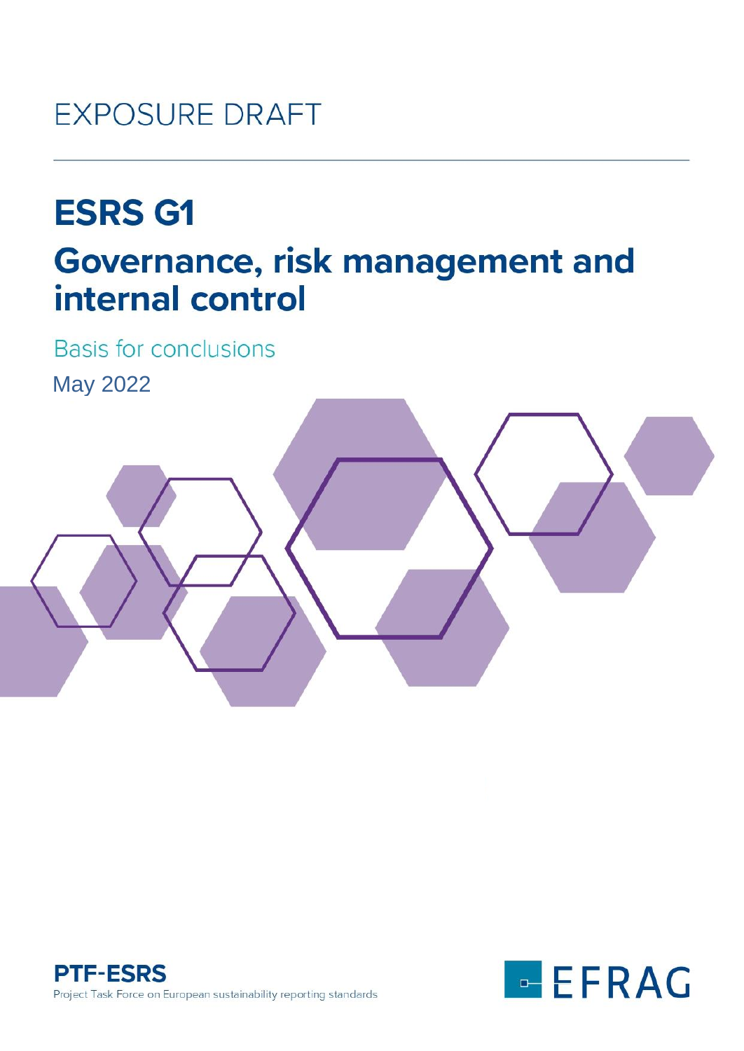EXPOSURE DRAFT

# ESRS G1

## Governance, risk management and internal control

Basis for conclusions

May 2022

**PTF-ESRS**

Project Task Force on European sustainability reporting standards

EFRAG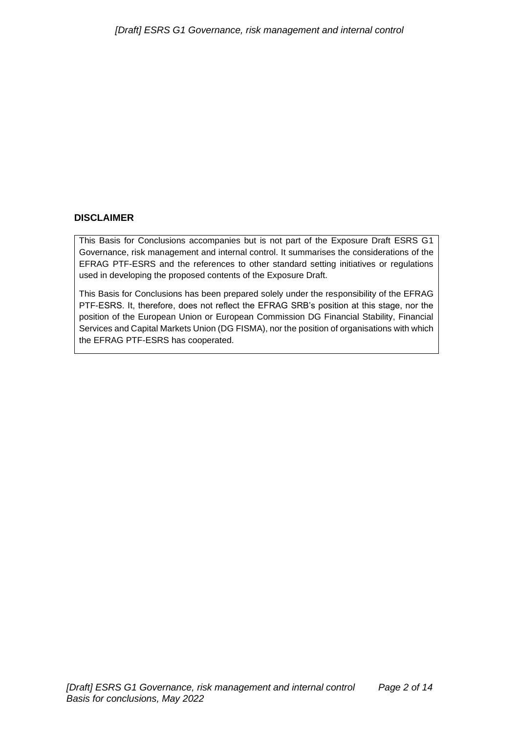**DISCLAIMER**

This Basis for Conclusions accompanies but is not part of the Exposure Draft ESRS G1 Governance, risk management and internal control. It summarises the considerations of the EFRAG PTF-ESRS and the references to other standard setting initiatives or regulations used in developing the proposed contents of the Exposure Draft.

This Basis for Conclusions has been prepared solely under the responsibility of the EFRAG PTF-ESRS. It, therefore, does not reflect the EFRAG SRB's position at this stage, nor the position of the European Union or European Commission DG Financial Stability, Financial Services and Capital Markets Union (DG FISMA), nor the position of organisations with which the EFRAG PTF-ESRS has cooperated.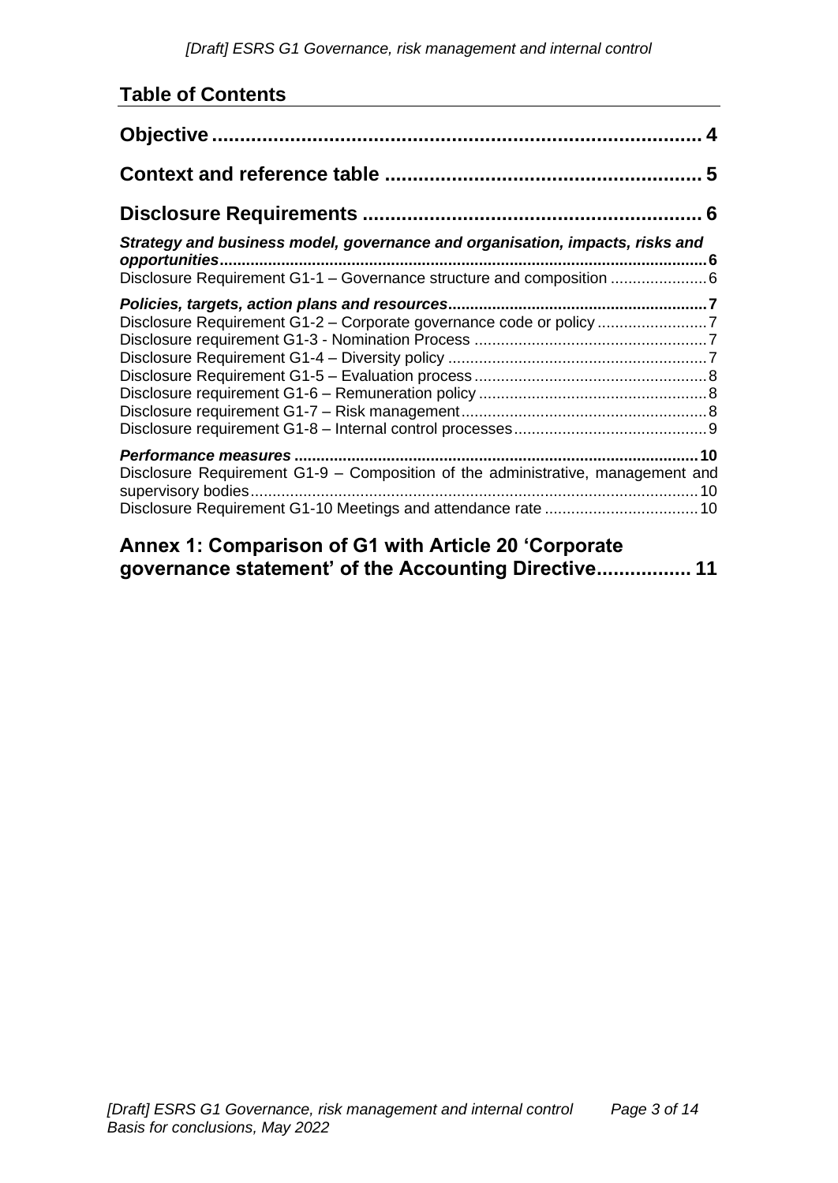## Table of Contents

**Objective** ........................................................................................ **4**

**Context and reference table** ........................................................ **5**

**Disclosure Requirements** ............................................................ **6**

***Strategy and business model, governance and organisation, impacts, risks and opportunities***.............................................................................................................**6**

Disclosure Requirement G1-1 – Governance structure and composition ......................6

***Policies, targets, action plans and resources***..........................................................**7**

Disclosure Requirement G1-2 – Corporate governance code or policy .........................7

Disclosure requirement G1-3 - Nomination Process ....................................................7

Disclosure Requirement G1-4 – Diversity policy ..........................................................7

Disclosure Requirement G1-5 – Evaluation process ....................................................8

Disclosure requirement G1-6 – Remuneration policy ...................................................8

Disclosure requirement G1-7 – Risk management.......................................................8

Disclosure requirement G1-8 – Internal control processes...........................................9

***Performance measures***..........................................................................................**10**

Disclosure Requirement G1-9 – Composition of the administrative, management and supervisory bodies.....................................................................................................10

Disclosure Requirement G1-10 Meetings and attendance rate ..................................10

**Annex 1: Comparison of G1 with Article 20 'Corporate governance statement' of the Accounting Directive................ 11**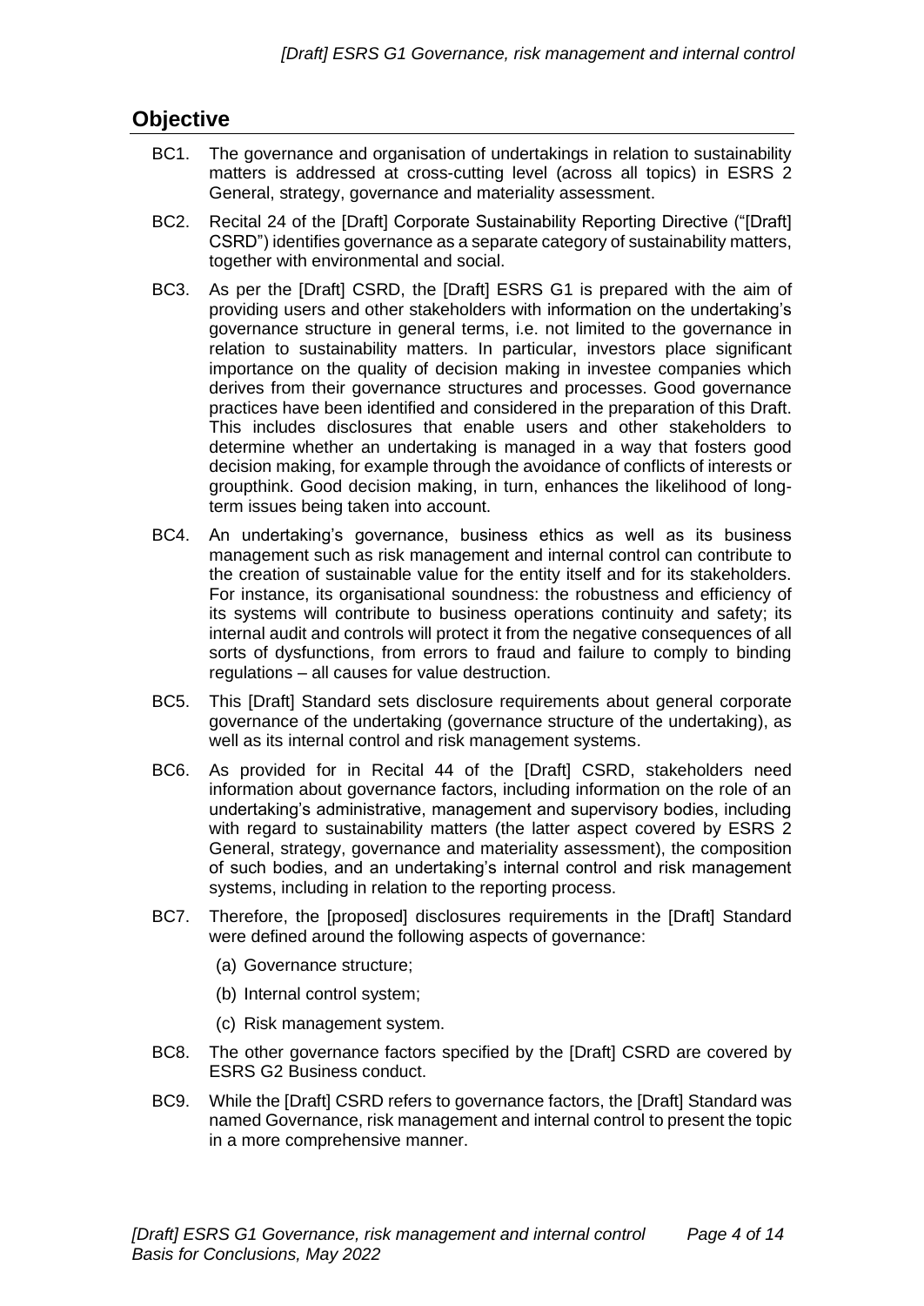## Objective

BC1. The governance and organisation of undertakings in relation to sustainability matters is addressed at cross-cutting level (across all topics) in ESRS 2 General, strategy, governance and materiality assessment.

BC2. Recital 24 of the [Draft] Corporate Sustainability Reporting Directive ("[Draft] CSRD") identifies governance as a separate category of sustainability matters, together with environmental and social.

BC3. As per the [Draft] CSRD, the [Draft] ESRS G1 is prepared with the aim of providing users and other stakeholders with information on the undertaking's governance structure in general terms, i.e. not limited to the governance in relation to sustainability matters. In particular, investors place significant importance on the quality of decision making in investee companies which derives from their governance structures and processes. Good governance practices have been identified and considered in the preparation of this Draft. This includes disclosures that enable users and other stakeholders to determine whether an undertaking is managed in a way that fosters good decision making, for example through the avoidance of conflicts of interests or groupthink. Good decision making, in turn, enhances the likelihood of long-term issues being taken into account.

BC4. An undertaking's governance, business ethics as well as its business management such as risk management and internal control can contribute to the creation of sustainable value for the entity itself and for its stakeholders. For instance, its organisational soundness: the robustness and efficiency of its systems will contribute to business operations continuity and safety; its internal audit and controls will protect it from the negative consequences of all sorts of dysfunctions, from errors to fraud and failure to comply to binding regulations – all causes for value destruction.

BC5. This [Draft] Standard sets disclosure requirements about general corporate governance of the undertaking (governance structure of the undertaking), as well as its internal control and risk management systems.

BC6. As provided for in Recital 44 of the [Draft] CSRD, stakeholders need information about governance factors, including information on the role of an undertaking's administrative, management and supervisory bodies, including with regard to sustainability matters (the latter aspect covered by ESRS 2 General, strategy, governance and materiality assessment), the composition of such bodies, and an undertaking's internal control and risk management systems, including in relation to the reporting process.

BC7. Therefore, the [proposed] disclosures requirements in the [Draft] Standard were defined around the following aspects of governance:

(a) Governance structure;

(b) Internal control system;

(c) Risk management system.

BC8. The other governance factors specified by the [Draft] CSRD are covered by ESRS G2 Business conduct.

BC9. While the [Draft] CSRD refers to governance factors, the [Draft] Standard was named Governance, risk management and internal control to present the topic in a more comprehensive manner.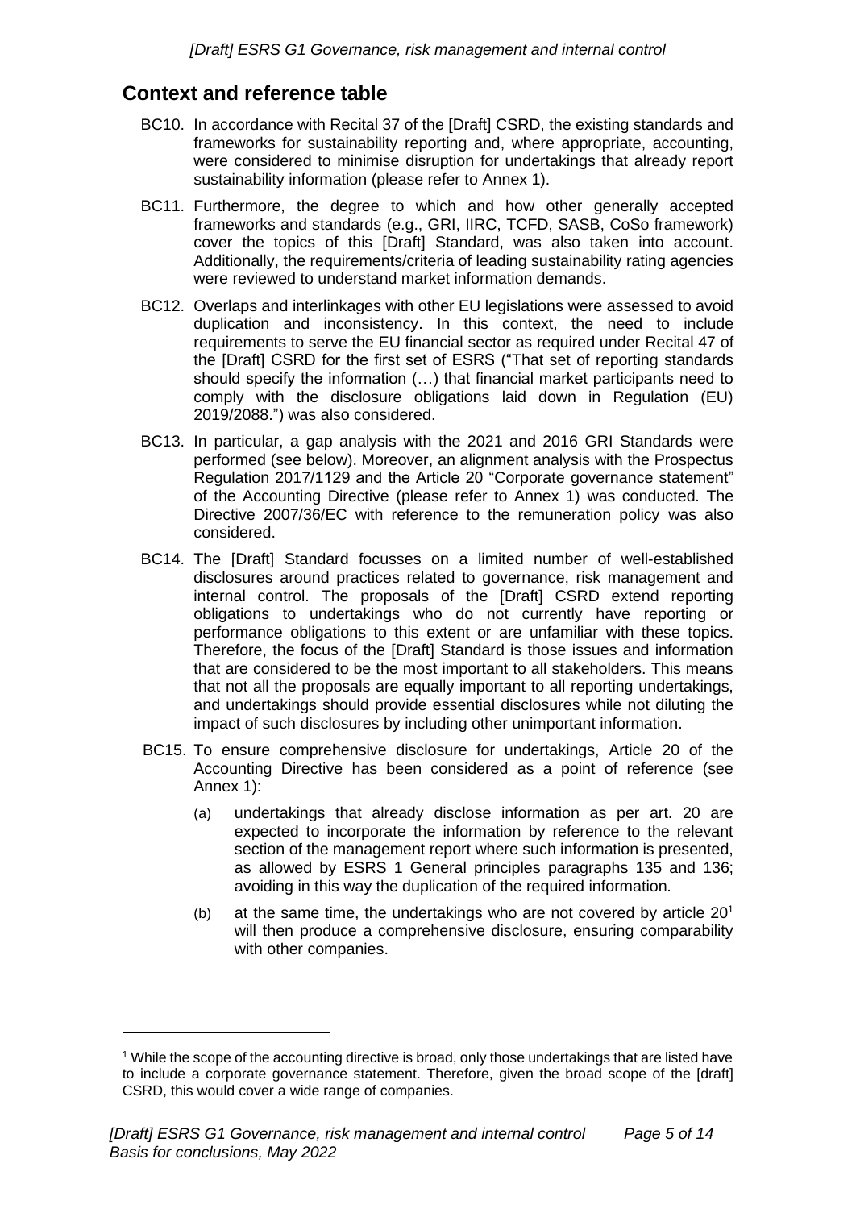## Context and reference table

BC10. In accordance with Recital 37 of the [Draft] CSRD, the existing standards and frameworks for sustainability reporting and, where appropriate, accounting, were considered to minimise disruption for undertakings that already report sustainability information (please refer to Annex 1).

BC11. Furthermore, the degree to which and how other generally accepted frameworks and standards (e.g., GRI, IIRC, TCFD, SASB, CoSo framework) cover the topics of this [Draft] Standard, was also taken into account. Additionally, the requirements/criteria of leading sustainability rating agencies were reviewed to understand market information demands.

BC12. Overlaps and interlinkages with other EU legislations were assessed to avoid duplication and inconsistency. In this context, the need to include requirements to serve the EU financial sector as required under Recital 47 of the [Draft] CSRD for the first set of ESRS ("That set of reporting standards should specify the information (…) that financial market participants need to comply with the disclosure obligations laid down in Regulation (EU) 2019/2088.") was also considered.

BC13. In particular, a gap analysis with the 2021 and 2016 GRI Standards were performed (see below). Moreover, an alignment analysis with the Prospectus Regulation 2017/1129 and the Article 20 "Corporate governance statement" of the Accounting Directive (please refer to Annex 1) was conducted. The Directive 2007/36/EC with reference to the remuneration policy was also considered.

BC14. The [Draft] Standard focusses on a limited number of well-established disclosures around practices related to governance, risk management and internal control. The proposals of the [Draft] CSRD extend reporting obligations to undertakings who do not currently have reporting or performance obligations to this extent or are unfamiliar with these topics. Therefore, the focus of the [Draft] Standard is those issues and information that are considered to be the most important to all stakeholders. This means that not all the proposals are equally important to all reporting undertakings, and undertakings should provide essential disclosures while not diluting the impact of such disclosures by including other unimportant information.

BC15. To ensure comprehensive disclosure for undertakings, Article 20 of the Accounting Directive has been considered as a point of reference (see Annex 1):

(a) undertakings that already disclose information as per art. 20 are expected to incorporate the information by reference to the relevant section of the management report where such information is presented, as allowed by ESRS 1 General principles paragraphs 135 and 136; avoiding in this way the duplication of the required information.

(b) at the same time, the undertakings who are not covered by article 20[1] will then produce a comprehensive disclosure, ensuring comparability with other companies.

[1] While the scope of the accounting directive is broad, only those undertakings that are listed have to include a corporate governance statement. Therefore, given the broad scope of the [draft] CSRD, this would cover a wide range of companies.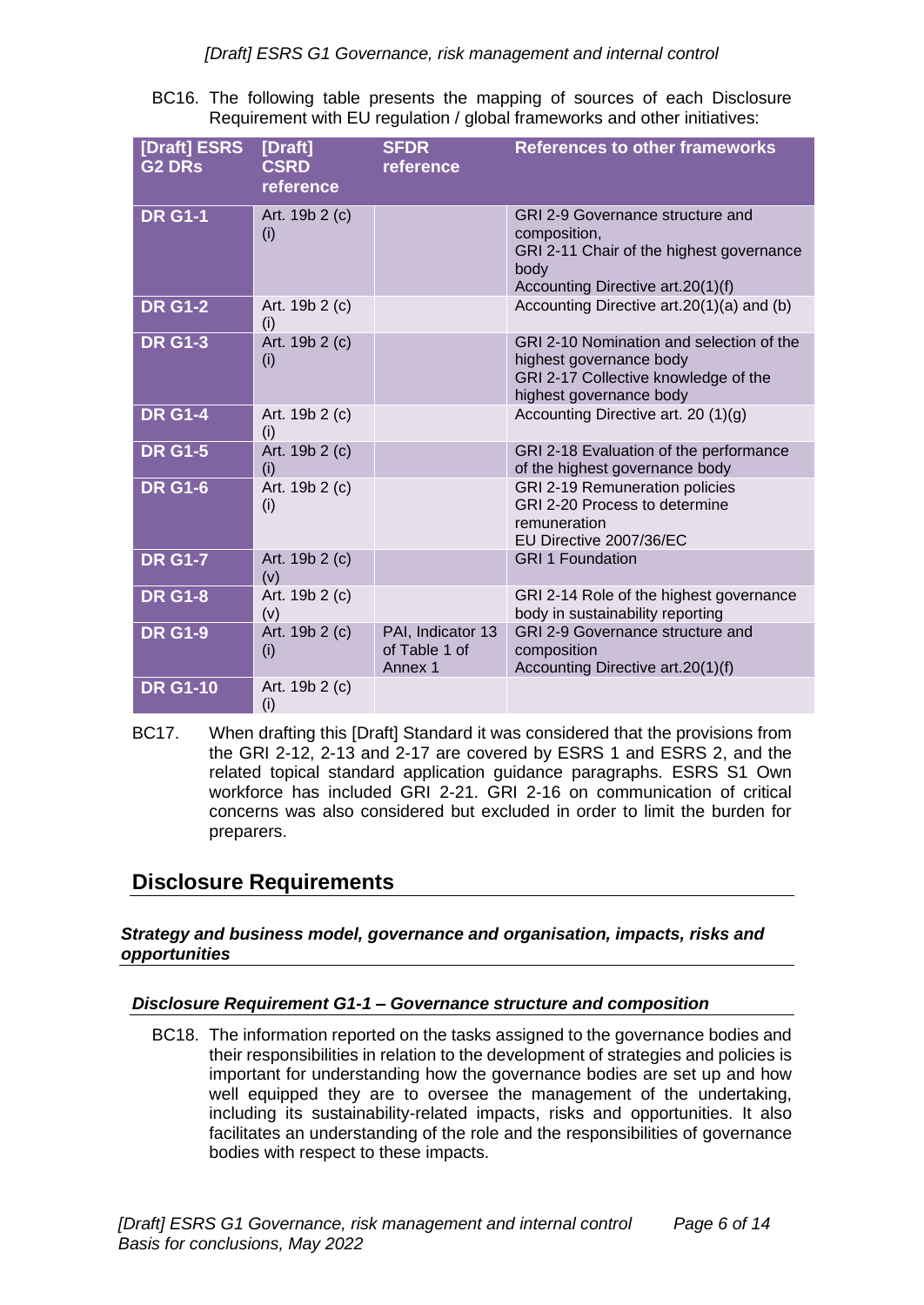BC16. The following table presents the mapping of sources of each Disclosure Requirement with EU regulation / global frameworks and other initiatives:

| [Draft] ESRS G2 DRs | [Draft] CSRD reference | SFDR reference | References to other frameworks |
|---|---|---|---|
| DR G1-1 | Art. 19b 2 (c) (i) | | GRI 2-9 Governance structure and composition,<br>GRI 2-11 Chair of the highest governance body<br>Accounting Directive art.20(1)(f) |
| DR G1-2 | Art. 19b 2 (c) (i) | | Accounting Directive art.20(1)(a) and (b) |
| DR G1-3 | Art. 19b 2 (c) (i) | | GRI 2-10 Nomination and selection of the highest governance body<br>GRI 2-17 Collective knowledge of the highest governance body |
| DR G1-4 | Art. 19b 2 (c) (i) | | Accounting Directive art. 20 (1)(g) |
| DR G1-5 | Art. 19b 2 (c) (i) | | GRI 2-18 Evaluation of the performance of the highest governance body |
| DR G1-6 | Art. 19b 2 (c) (i) | | GRI 2-19 Remuneration policies<br>GRI 2-20 Process to determine remuneration<br>EU Directive 2007/36/EC |
| DR G1-7 | Art. 19b 2 (c) (v) | | GRI 1 Foundation |
| DR G1-8 | Art. 19b 2 (c) (v) | | GRI 2-14 Role of the highest governance body in sustainability reporting |
| DR G1-9 | Art. 19b 2 (c) (i) | PAI, Indicator 13 of Table 1 of Annex 1 | GRI 2-9 Governance structure and composition<br>Accounting Directive art.20(1)(f) |
| DR G1-10 | Art. 19b 2 (c) (i) | | |

BC17. When drafting this [Draft] Standard it was considered that the provisions from the GRI 2-12, 2-13 and 2-17 are covered by ESRS 1 and ESRS 2, and the related topical standard application guidance paragraphs. ESRS S1 Own workforce has included GRI 2-21. GRI 2-16 on communication of critical concerns was also considered but excluded in order to limit the burden for preparers.

## Disclosure Requirements

***Strategy and business model, governance and organisation, impacts, risks and opportunities***

***Disclosure Requirement G1-1 – Governance structure and composition***

BC18. The information reported on the tasks assigned to the governance bodies and their responsibilities in relation to the development of strategies and policies is important for understanding how the governance bodies are set up and how well equipped they are to oversee the management of the undertaking, including its sustainability-related impacts, risks and opportunities. It also facilitates an understanding of the role and the responsibilities of governance bodies with respect to these impacts.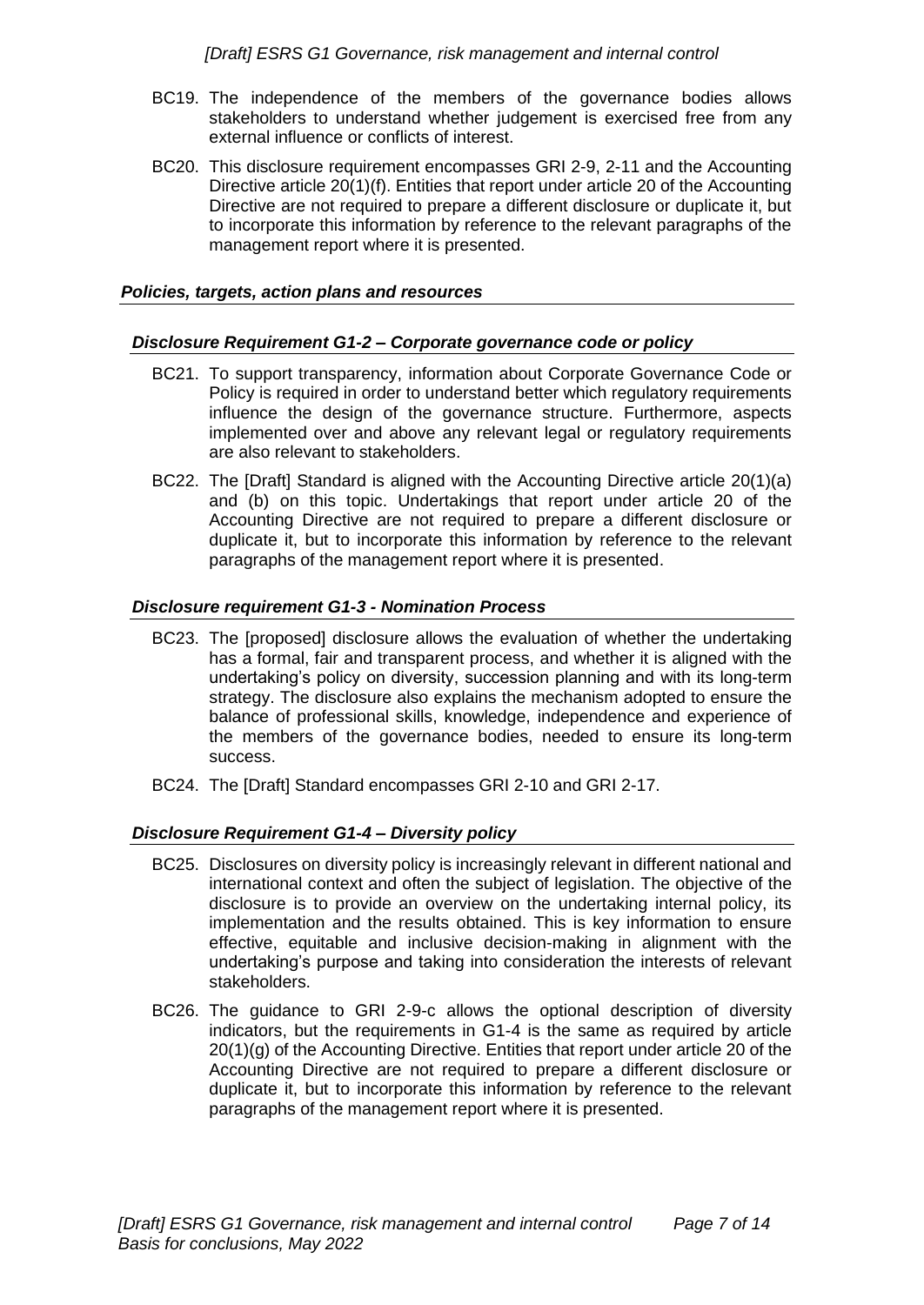BC19. The independence of the members of the governance bodies allows stakeholders to understand whether judgement is exercised free from any external influence or conflicts of interest.

BC20. This disclosure requirement encompasses GRI 2-9, 2-11 and the Accounting Directive article 20(1)(f). Entities that report under article 20 of the Accounting Directive are not required to prepare a different disclosure or duplicate it, but to incorporate this information by reference to the relevant paragraphs of the management report where it is presented.

### *Policies, targets, action plans and resources*

### *Disclosure Requirement G1-2 – Corporate governance code or policy*

BC21. To support transparency, information about Corporate Governance Code or Policy is required in order to understand better which regulatory requirements influence the design of the governance structure. Furthermore, aspects implemented over and above any relevant legal or regulatory requirements are also relevant to stakeholders.

BC22. The [Draft] Standard is aligned with the Accounting Directive article 20(1)(a) and (b) on this topic. Undertakings that report under article 20 of the Accounting Directive are not required to prepare a different disclosure or duplicate it, but to incorporate this information by reference to the relevant paragraphs of the management report where it is presented.

### *Disclosure requirement G1-3 - Nomination Process*

BC23. The [proposed] disclosure allows the evaluation of whether the undertaking has a formal, fair and transparent process, and whether it is aligned with the undertaking's policy on diversity, succession planning and with its long-term strategy. The disclosure also explains the mechanism adopted to ensure the balance of professional skills, knowledge, independence and experience of the members of the governance bodies, needed to ensure its long-term success.

BC24. The [Draft] Standard encompasses GRI 2-10 and GRI 2-17.

### *Disclosure Requirement G1-4 – Diversity policy*

BC25. Disclosures on diversity policy is increasingly relevant in different national and international context and often the subject of legislation. The objective of the disclosure is to provide an overview on the undertaking internal policy, its implementation and the results obtained. This is key information to ensure effective, equitable and inclusive decision-making in alignment with the undertaking's purpose and taking into consideration the interests of relevant stakeholders.

BC26. The guidance to GRI 2-9-c allows the optional description of diversity indicators, but the requirements in G1-4 is the same as required by article 20(1)(g) of the Accounting Directive. Entities that report under article 20 of the Accounting Directive are not required to prepare a different disclosure or duplicate it, but to incorporate this information by reference to the relevant paragraphs of the management report where it is presented.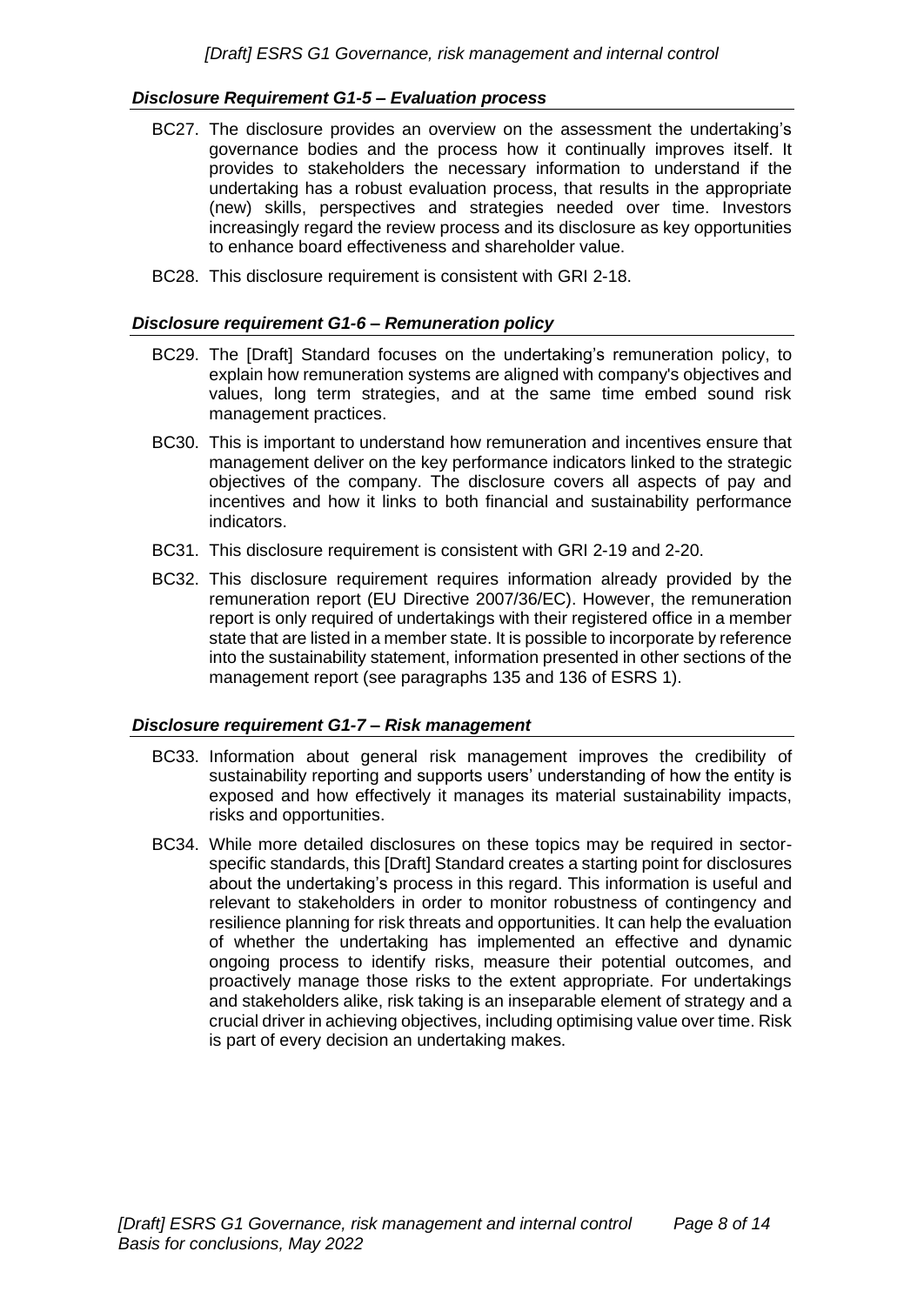### *Disclosure Requirement G1-5 – Evaluation process*

BC27. The disclosure provides an overview on the assessment the undertaking's governance bodies and the process how it continually improves itself. It provides to stakeholders the necessary information to understand if the undertaking has a robust evaluation process, that results in the appropriate (new) skills, perspectives and strategies needed over time. Investors increasingly regard the review process and its disclosure as key opportunities to enhance board effectiveness and shareholder value.

BC28. This disclosure requirement is consistent with GRI 2-18.

### *Disclosure requirement G1-6 – Remuneration policy*

BC29. The [Draft] Standard focuses on the undertaking's remuneration policy, to explain how remuneration systems are aligned with company's objectives and values, long term strategies, and at the same time embed sound risk management practices.

BC30. This is important to understand how remuneration and incentives ensure that management deliver on the key performance indicators linked to the strategic objectives of the company. The disclosure covers all aspects of pay and incentives and how it links to both financial and sustainability performance indicators.

BC31. This disclosure requirement is consistent with GRI 2-19 and 2-20.

BC32. This disclosure requirement requires information already provided by the remuneration report (EU Directive 2007/36/EC). However, the remuneration report is only required of undertakings with their registered office in a member state that are listed in a member state. It is possible to incorporate by reference into the sustainability statement, information presented in other sections of the management report (see paragraphs 135 and 136 of ESRS 1).

### *Disclosure requirement G1-7 – Risk management*

BC33. Information about general risk management improves the credibility of sustainability reporting and supports users' understanding of how the entity is exposed and how effectively it manages its material sustainability impacts, risks and opportunities.

BC34. While more detailed disclosures on these topics may be required in sector-specific standards, this [Draft] Standard creates a starting point for disclosures about the undertaking's process in this regard. This information is useful and relevant to stakeholders in order to monitor robustness of contingency and resilience planning for risk threats and opportunities. It can help the evaluation of whether the undertaking has implemented an effective and dynamic ongoing process to identify risks, measure their potential outcomes, and proactively manage those risks to the extent appropriate. For undertakings and stakeholders alike, risk taking is an inseparable element of strategy and a crucial driver in achieving objectives, including optimising value over time. Risk is part of every decision an undertaking makes.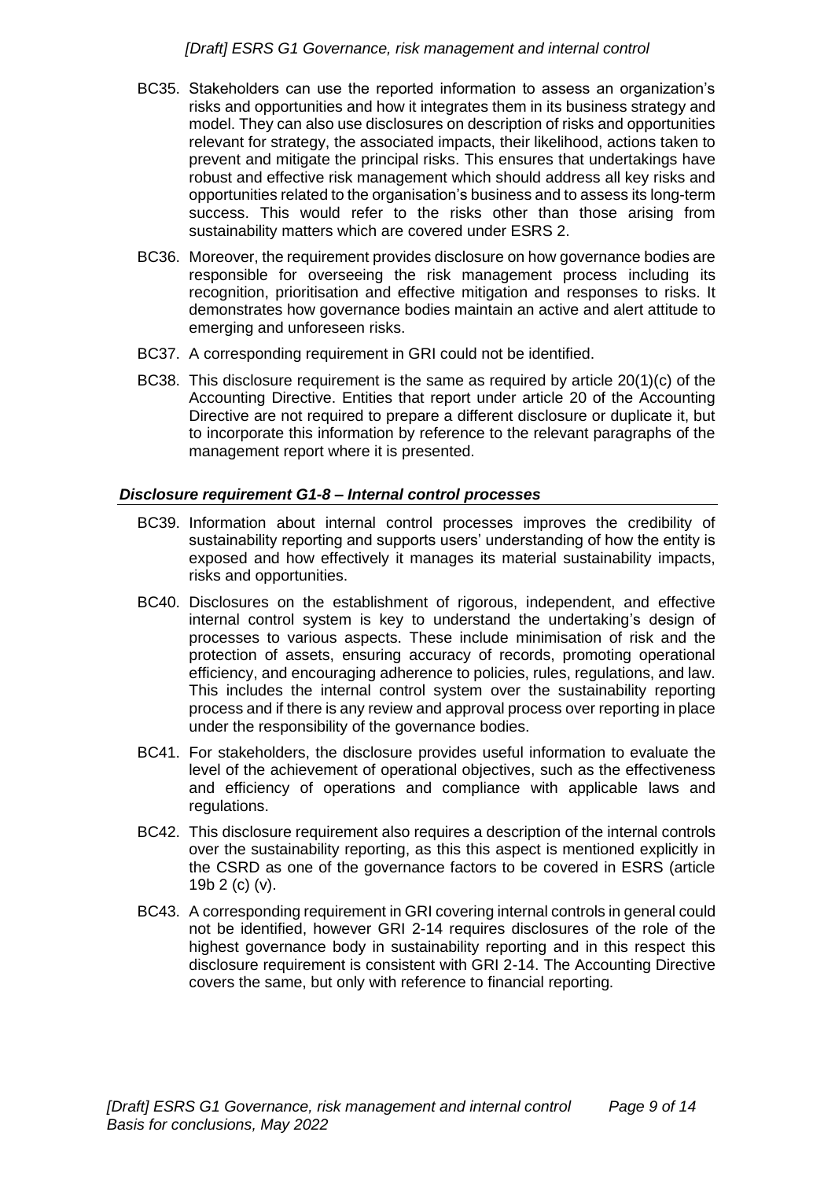BC35. Stakeholders can use the reported information to assess an organization's risks and opportunities and how it integrates them in its business strategy and model. They can also use disclosures on description of risks and opportunities relevant for strategy, the associated impacts, their likelihood, actions taken to prevent and mitigate the principal risks. This ensures that undertakings have robust and effective risk management which should address all key risks and opportunities related to the organisation's business and to assess its long-term success. This would refer to the risks other than those arising from sustainability matters which are covered under ESRS 2.

BC36. Moreover, the requirement provides disclosure on how governance bodies are responsible for overseeing the risk management process including its recognition, prioritisation and effective mitigation and responses to risks. It demonstrates how governance bodies maintain an active and alert attitude to emerging and unforeseen risks.

BC37. A corresponding requirement in GRI could not be identified.

BC38. This disclosure requirement is the same as required by article 20(1)(c) of the Accounting Directive. Entities that report under article 20 of the Accounting Directive are not required to prepare a different disclosure or duplicate it, but to incorporate this information by reference to the relevant paragraphs of the management report where it is presented.

### *Disclosure requirement G1-8 – Internal control processes*

BC39. Information about internal control processes improves the credibility of sustainability reporting and supports users' understanding of how the entity is exposed and how effectively it manages its material sustainability impacts, risks and opportunities.

BC40. Disclosures on the establishment of rigorous, independent, and effective internal control system is key to understand the undertaking's design of processes to various aspects. These include minimisation of risk and the protection of assets, ensuring accuracy of records, promoting operational efficiency, and encouraging adherence to policies, rules, regulations, and law. This includes the internal control system over the sustainability reporting process and if there is any review and approval process over reporting in place under the responsibility of the governance bodies.

BC41. For stakeholders, the disclosure provides useful information to evaluate the level of the achievement of operational objectives, such as the effectiveness and efficiency of operations and compliance with applicable laws and regulations.

BC42. This disclosure requirement also requires a description of the internal controls over the sustainability reporting, as this this aspect is mentioned explicitly in the CSRD as one of the governance factors to be covered in ESRS (article 19b 2 (c) (v).

BC43. A corresponding requirement in GRI covering internal controls in general could not be identified, however GRI 2-14 requires disclosures of the role of the highest governance body in sustainability reporting and in this respect this disclosure requirement is consistent with GRI 2-14. The Accounting Directive covers the same, but only with reference to financial reporting.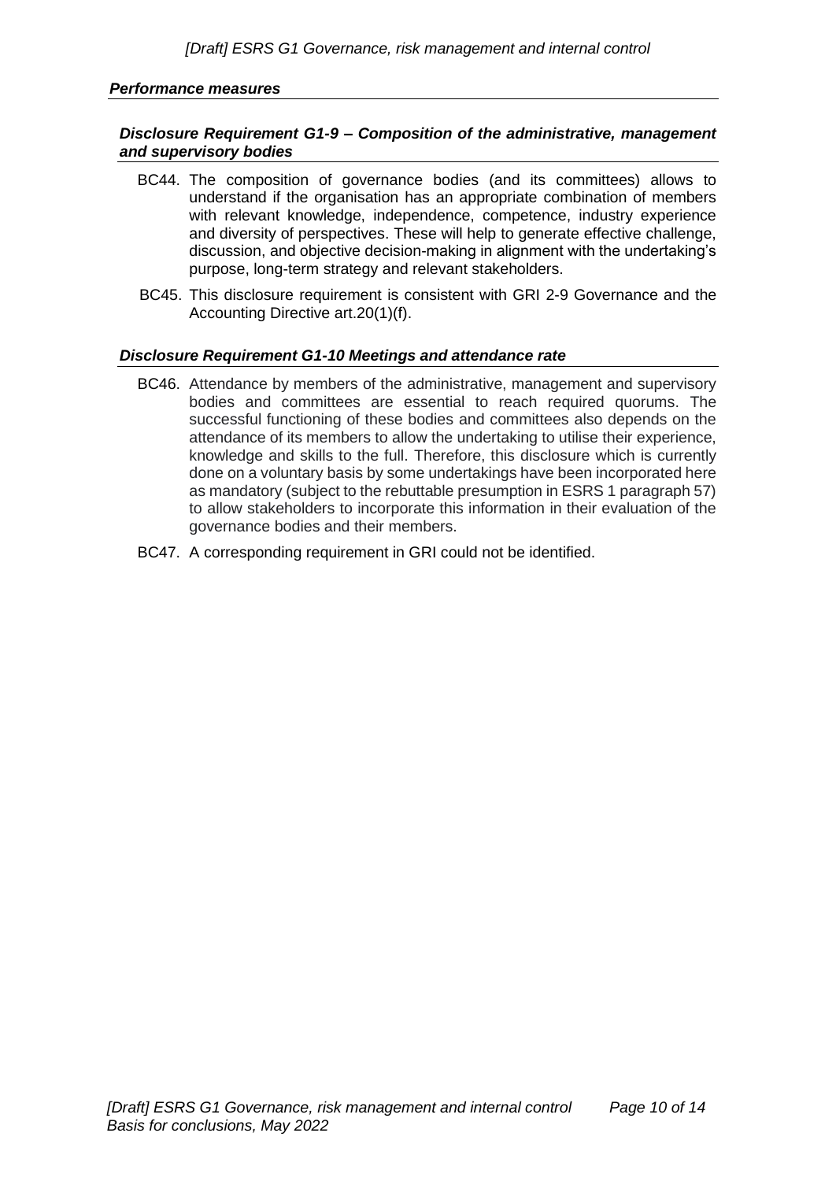### *Performance measures*

#### *Disclosure Requirement G1-9 – Composition of the administrative, management and supervisory bodies*

BC44. The composition of governance bodies (and its committees) allows to understand if the organisation has an appropriate combination of members with relevant knowledge, independence, competence, industry experience and diversity of perspectives. These will help to generate effective challenge, discussion, and objective decision-making in alignment with the undertaking's purpose, long-term strategy and relevant stakeholders.

BC45. This disclosure requirement is consistent with GRI 2-9 Governance and the Accounting Directive art.20(1)(f).

#### *Disclosure Requirement G1-10 Meetings and attendance rate*

BC46. Attendance by members of the administrative, management and supervisory bodies and committees are essential to reach required quorums. The successful functioning of these bodies and committees also depends on the attendance of its members to allow the undertaking to utilise their experience, knowledge and skills to the full. Therefore, this disclosure which is currently done on a voluntary basis by some undertakings have been incorporated here as mandatory (subject to the rebuttable presumption in ESRS 1 paragraph 57) to allow stakeholders to incorporate this information in their evaluation of the governance bodies and their members.

BC47. A corresponding requirement in GRI could not be identified.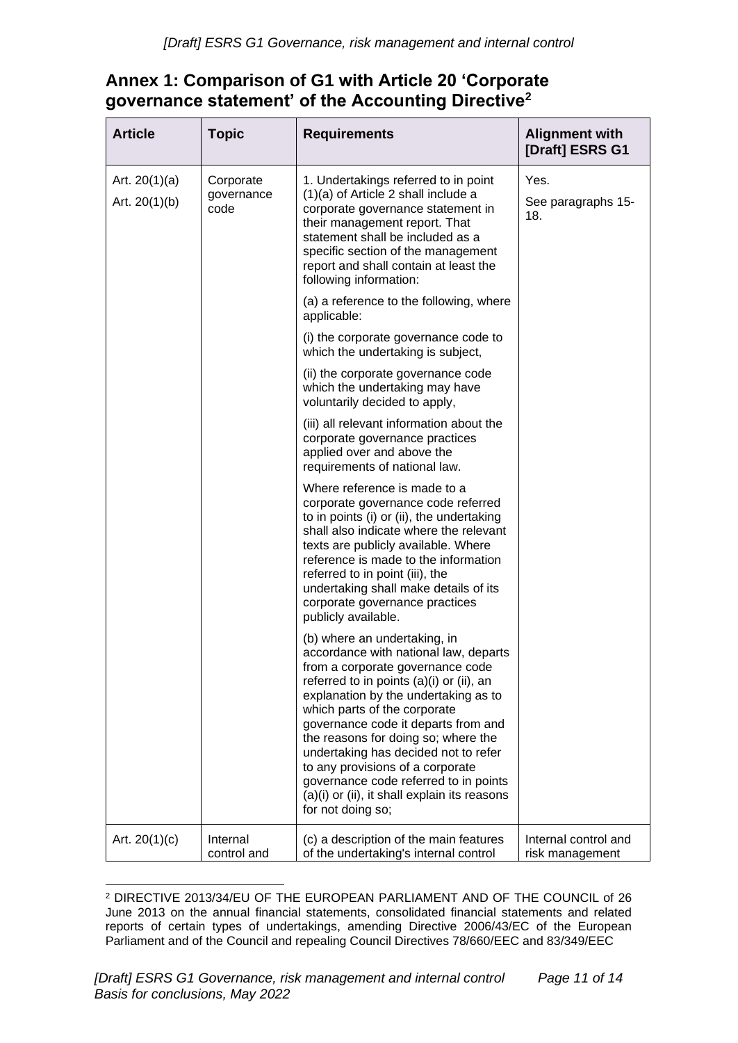## Annex 1: Comparison of G1 with Article 20 ‘Corporate governance statement’ of the Accounting Directive[2]

| Article | Topic | Requirements | Alignment with [Draft] ESRS G1 |
|---|---|---|---|
| Art. 20(1)(a)<br>Art. 20(1)(b) | Corporate governance code | 1. Undertakings referred to in point (1)(a) of Article 2 shall include a corporate governance statement in their management report. That statement shall be included as a specific section of the management report and shall contain at least the following information:<br><br>(a) a reference to the following, where applicable:<br><br>(i) the corporate governance code to which the undertaking is subject,<br><br>(ii) the corporate governance code which the undertaking may have voluntarily decided to apply,<br><br>(iii) all relevant information about the corporate governance practices applied over and above the requirements of national law.<br><br>Where reference is made to a corporate governance code referred to in points (i) or (ii), the undertaking shall also indicate where the relevant texts are publicly available. Where reference is made to the information referred to in point (iii), the undertaking shall make details of its corporate governance practices publicly available.<br><br>(b) where an undertaking, in accordance with national law, departs from a corporate governance code referred to in points (a)(i) or (ii), an explanation by the undertaking as to which parts of the corporate governance code it departs from and the reasons for doing so; where the undertaking has decided not to refer to any provisions of a corporate governance code referred to in points (a)(i) or (ii), it shall explain its reasons for not doing so; | Yes.<br><br>See paragraphs 15-18. |
| Art. 20(1)(c) | Internal control and | (c) a description of the main features of the undertaking's internal control | Internal control and risk management |

[2] DIRECTIVE 2013/34/EU OF THE EUROPEAN PARLIAMENT AND OF THE COUNCIL of 26 June 2013 on the annual financial statements, consolidated financial statements and related reports of certain types of undertakings, amending Directive 2006/43/EC of the European Parliament and of the Council and repealing Council Directives 78/660/EEC and 83/349/EEC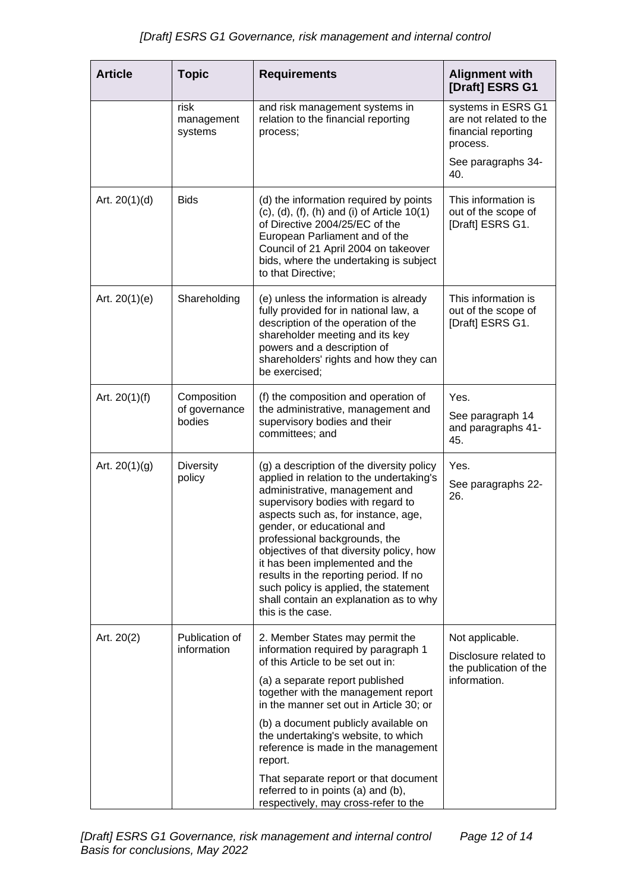| Article | Topic | Requirements | Alignment with [Draft] ESRS G1 |
|---|---|---|---|
| | risk management systems | and risk management systems in relation to the financial reporting process; | systems in ESRS G1 are not related to the financial reporting process.<br><br>See paragraphs 34-40. |
| Art. 20(1)(d) | Bids | (d) the information required by points (c), (d), (f), (h) and (i) of Article 10(1) of Directive 2004/25/EC of the European Parliament and of the Council of 21 April 2004 on takeover bids, where the undertaking is subject to that Directive; | This information is out of the scope of [Draft] ESRS G1. |
| Art. 20(1)(e) | Shareholding | (e) unless the information is already fully provided for in national law, a description of the operation of the shareholder meeting and its key powers and a description of shareholders' rights and how they can be exercised; | This information is out of the scope of [Draft] ESRS G1. |
| Art. 20(1)(f) | Composition of governance bodies | (f) the composition and operation of the administrative, management and supervisory bodies and their committees; and | Yes.<br><br>See paragraph 14 and paragraphs 41-45. |
| Art. 20(1)(g) | Diversity policy | (g) a description of the diversity policy applied in relation to the undertaking's administrative, management and supervisory bodies with regard to aspects such as, for instance, age, gender, or educational and professional backgrounds, the objectives of that diversity policy, how it has been implemented and the results in the reporting period. If no such policy is applied, the statement shall contain an explanation as to why this is the case. | Yes.<br><br>See paragraphs 22-26. |
| Art. 20(2) | Publication of information | 2. Member States may permit the information required by paragraph 1 of this Article to be set out in:<br><br>(a) a separate report published together with the management report in the manner set out in Article 30; or<br><br>(b) a document publicly available on the undertaking's website, to which reference is made in the management report.<br><br>That separate report or that document referred to in points (a) and (b), respectively, may cross-refer to the | Not applicable.<br><br>Disclosure related to the publication of the information. |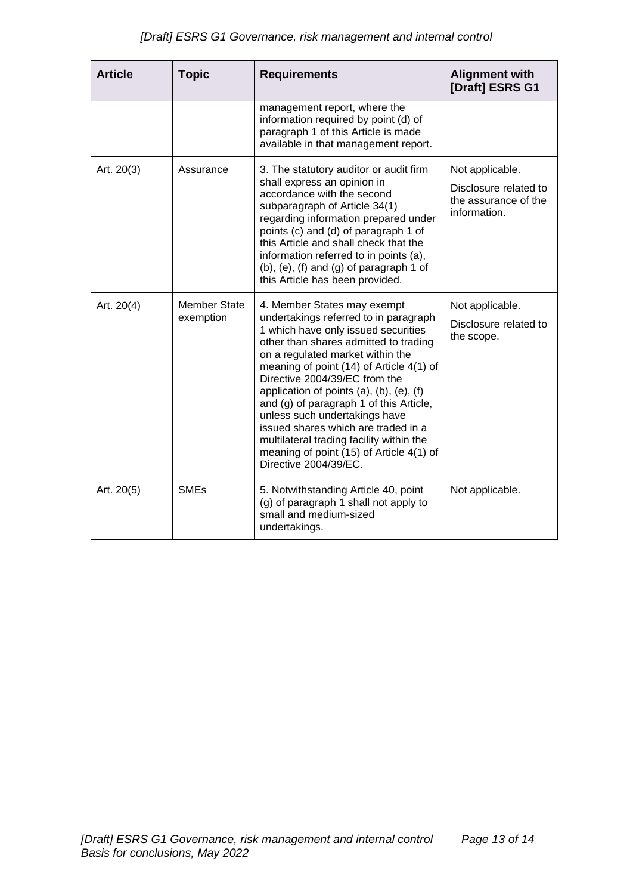| Article | Topic | Requirements | Alignment with [Draft] ESRS G1 |
|---|---|---|---|
| | | management report, where the information required by point (d) of paragraph 1 of this Article is made available in that management report. | |
| Art. 20(3) | Assurance | 3. The statutory auditor or audit firm shall express an opinion in accordance with the second subparagraph of Article 34(1) regarding information prepared under points (c) and (d) of paragraph 1 of this Article and shall check that the information referred to in points (a), (b), (e), (f) and (g) of paragraph 1 of this Article has been provided. | Not applicable. Disclosure related to the assurance of the information. |
| Art. 20(4) | Member State exemption | 4. Member States may exempt undertakings referred to in paragraph 1 which have only issued securities other than shares admitted to trading on a regulated market within the meaning of point (14) of Article 4(1) of Directive 2004/39/EC from the application of points (a), (b), (e), (f) and (g) of paragraph 1 of this Article, unless such undertakings have issued shares which are traded in a multilateral trading facility within the meaning of point (15) of Article 4(1) of Directive 2004/39/EC. | Not applicable. Disclosure related to the scope. |
| Art. 20(5) | SMEs | 5. Notwithstanding Article 40, point (g) of paragraph 1 shall not apply to small and medium-sized undertakings. | Not applicable. |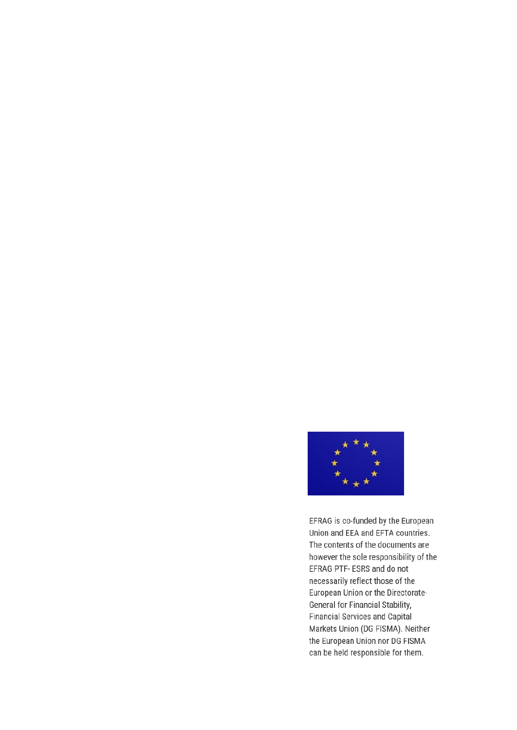EFRAG is co-funded by the European Union and EEA and EFTA countries. The contents of the documents are however the sole responsibility of the EFRAG PTF- ESRS and do not necessarily reflect those of the European Union or the Directorate-General for Financial Stability, Financial Services and Capital Markets Union (DG FISMA). Neither the European Union nor DG FISMA can be held responsible for them.